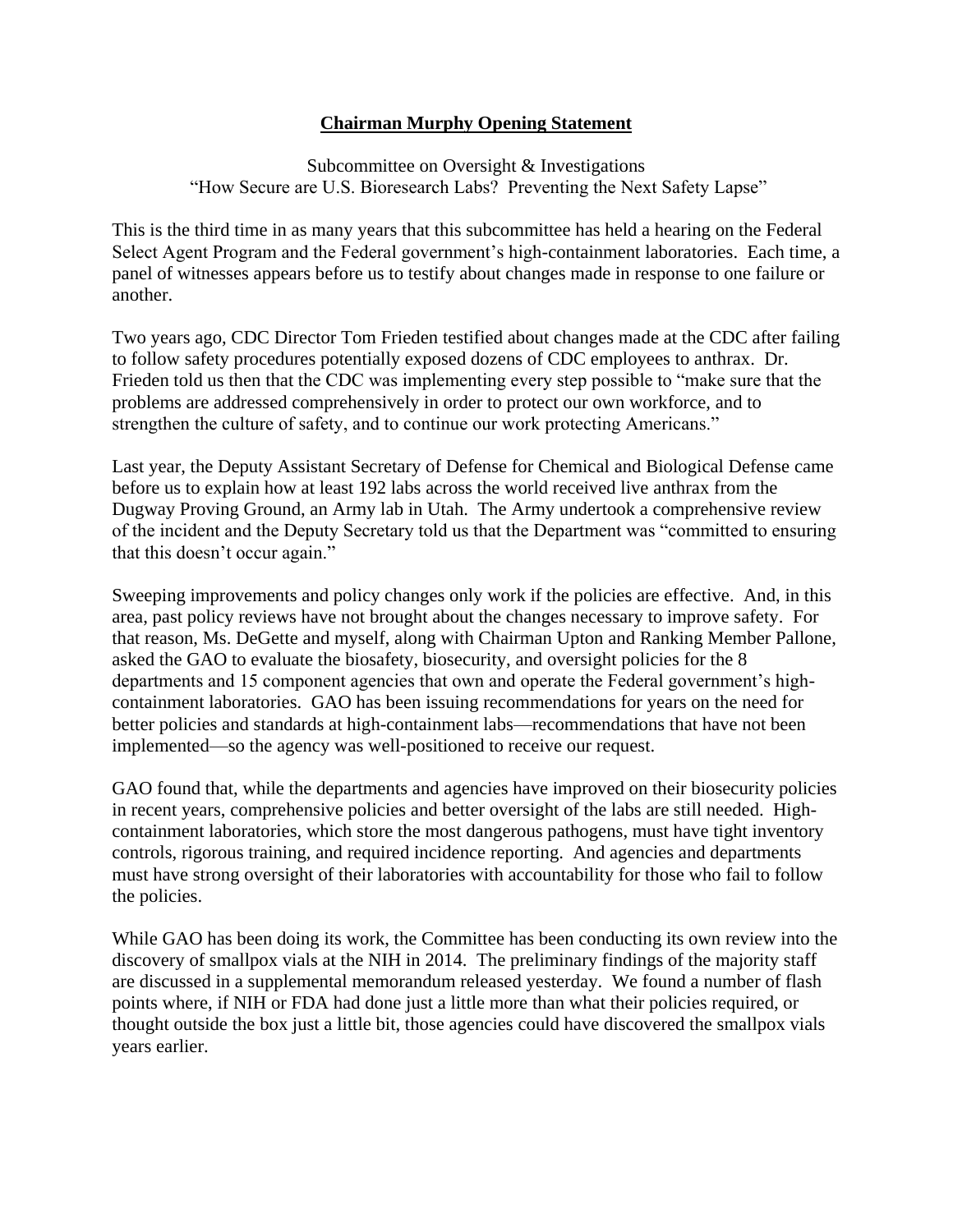# Chairman Murphy Opening Statement

Subcommittee on Oversight & Investigations
"How Secure are U.S. Bioresearch Labs? Preventing the Next Safety Lapse"

This is the third time in as many years that this subcommittee has held a hearing on the Federal Select Agent Program and the Federal government's high-containment laboratories. Each time, a panel of witnesses appears before us to testify about changes made in response to one failure or another.

Two years ago, CDC Director Tom Frieden testified about changes made at the CDC after failing to follow safety procedures potentially exposed dozens of CDC employees to anthrax. Dr. Frieden told us then that the CDC was implementing every step possible to "make sure that the problems are addressed comprehensively in order to protect our own workforce, and to strengthen the culture of safety, and to continue our work protecting Americans."

Last year, the Deputy Assistant Secretary of Defense for Chemical and Biological Defense came before us to explain how at least 192 labs across the world received live anthrax from the Dugway Proving Ground, an Army lab in Utah. The Army undertook a comprehensive review of the incident and the Deputy Secretary told us that the Department was "committed to ensuring that this doesn't occur again."

Sweeping improvements and policy changes only work if the policies are effective. And, in this area, past policy reviews have not brought about the changes necessary to improve safety. For that reason, Ms. DeGette and myself, along with Chairman Upton and Ranking Member Pallone, asked the GAO to evaluate the biosafety, biosecurity, and oversight policies for the 8 departments and 15 component agencies that own and operate the Federal government's high-containment laboratories. GAO has been issuing recommendations for years on the need for better policies and standards at high-containment labs—recommendations that have not been implemented—so the agency was well-positioned to receive our request.

GAO found that, while the departments and agencies have improved on their biosecurity policies in recent years, comprehensive policies and better oversight of the labs are still needed. High-containment laboratories, which store the most dangerous pathogens, must have tight inventory controls, rigorous training, and required incidence reporting. And agencies and departments must have strong oversight of their laboratories with accountability for those who fail to follow the policies.

While GAO has been doing its work, the Committee has been conducting its own review into the discovery of smallpox vials at the NIH in 2014. The preliminary findings of the majority staff are discussed in a supplemental memorandum released yesterday. We found a number of flash points where, if NIH or FDA had done just a little more than what their policies required, or thought outside the box just a little bit, those agencies could have discovered the smallpox vials years earlier.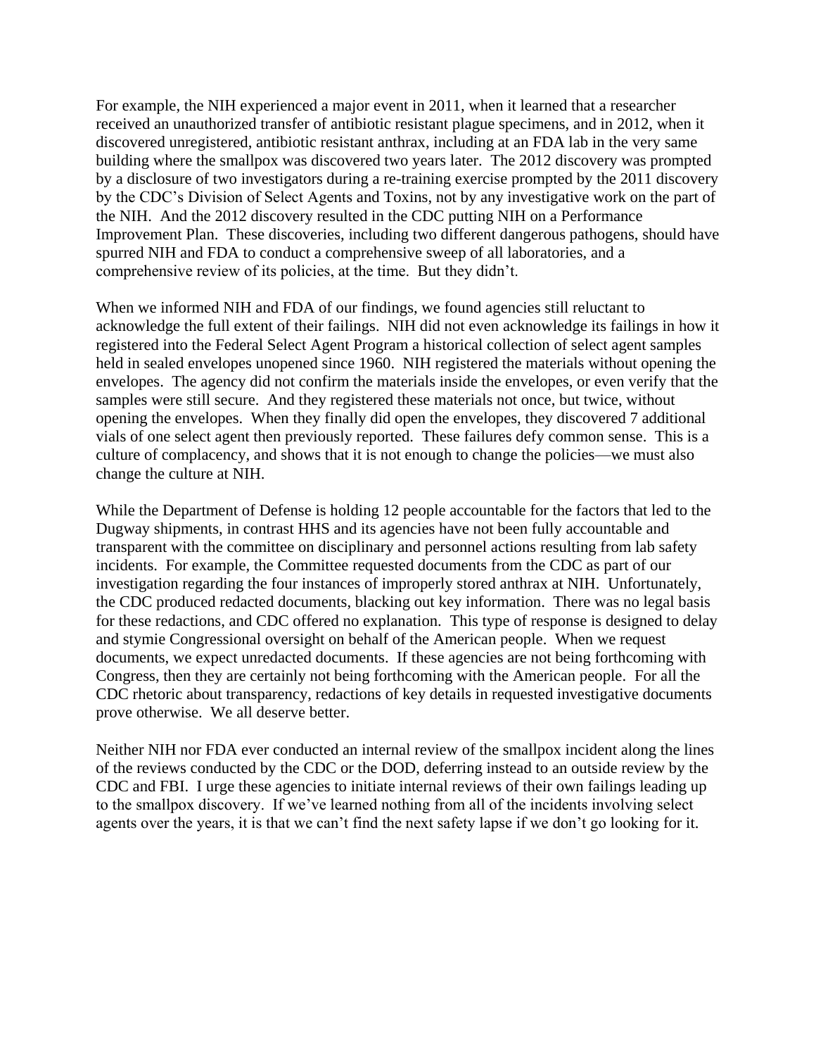For example, the NIH experienced a major event in 2011, when it learned that a researcher received an unauthorized transfer of antibiotic resistant plague specimens, and in 2012, when it discovered unregistered, antibiotic resistant anthrax, including at an FDA lab in the very same building where the smallpox was discovered two years later. The 2012 discovery was prompted by a disclosure of two investigators during a re-training exercise prompted by the 2011 discovery by the CDC's Division of Select Agents and Toxins, not by any investigative work on the part of the NIH. And the 2012 discovery resulted in the CDC putting NIH on a Performance Improvement Plan. These discoveries, including two different dangerous pathogens, should have spurred NIH and FDA to conduct a comprehensive sweep of all laboratories, and a comprehensive review of its policies, at the time. But they didn't.

When we informed NIH and FDA of our findings, we found agencies still reluctant to acknowledge the full extent of their failings. NIH did not even acknowledge its failings in how it registered into the Federal Select Agent Program a historical collection of select agent samples held in sealed envelopes unopened since 1960. NIH registered the materials without opening the envelopes. The agency did not confirm the materials inside the envelopes, or even verify that the samples were still secure. And they registered these materials not once, but twice, without opening the envelopes. When they finally did open the envelopes, they discovered 7 additional vials of one select agent then previously reported. These failures defy common sense. This is a culture of complacency, and shows that it is not enough to change the policies—we must also change the culture at NIH.

While the Department of Defense is holding 12 people accountable for the factors that led to the Dugway shipments, in contrast HHS and its agencies have not been fully accountable and transparent with the committee on disciplinary and personnel actions resulting from lab safety incidents. For example, the Committee requested documents from the CDC as part of our investigation regarding the four instances of improperly stored anthrax at NIH. Unfortunately, the CDC produced redacted documents, blacking out key information. There was no legal basis for these redactions, and CDC offered no explanation. This type of response is designed to delay and stymie Congressional oversight on behalf of the American people. When we request documents, we expect unredacted documents. If these agencies are not being forthcoming with Congress, then they are certainly not being forthcoming with the American people. For all the CDC rhetoric about transparency, redactions of key details in requested investigative documents prove otherwise. We all deserve better.

Neither NIH nor FDA ever conducted an internal review of the smallpox incident along the lines of the reviews conducted by the CDC or the DOD, deferring instead to an outside review by the CDC and FBI. I urge these agencies to initiate internal reviews of their own failings leading up to the smallpox discovery. If we've learned nothing from all of the incidents involving select agents over the years, it is that we can't find the next safety lapse if we don't go looking for it.